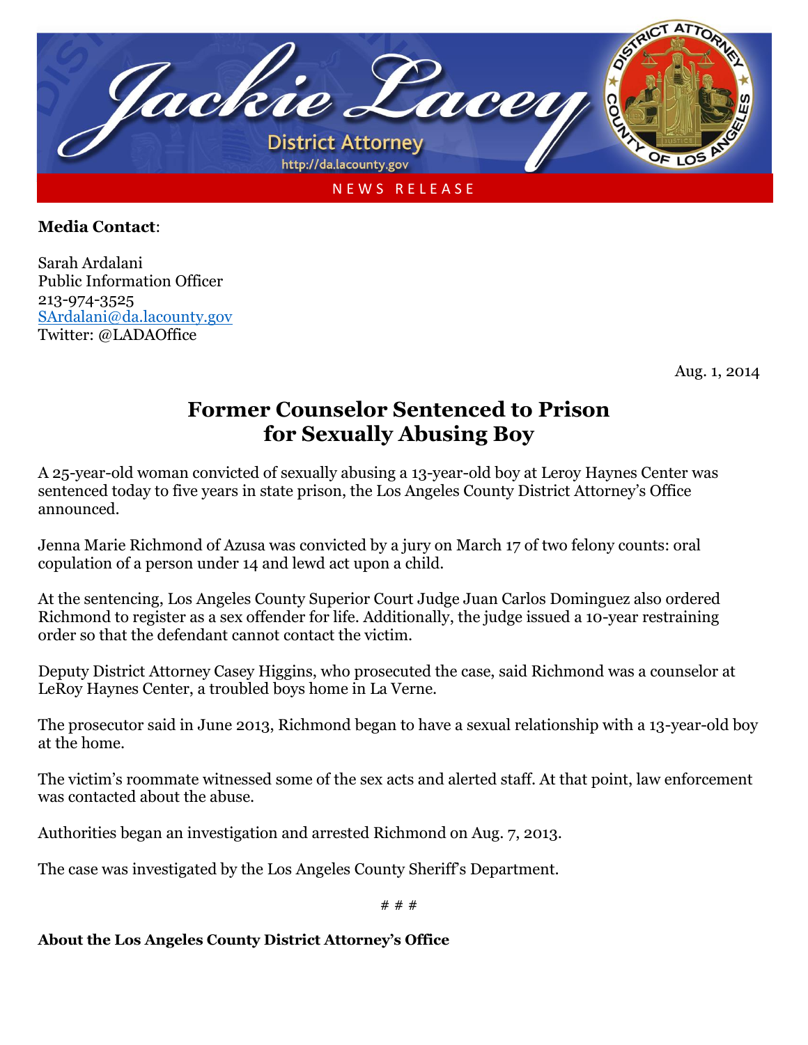Jackie Lacey
District Attorney
http://da.lacounty.gov

NEWS RELEASE

**Media Contact**:

Sarah Ardalani
Public Information Officer
213-974-3525
SArdalani@da.lacounty.gov
Twitter: @LADAOffice

Aug. 1, 2014

# Former Counselor Sentenced to Prison for Sexually Abusing Boy

A 25-year-old woman convicted of sexually abusing a 13-year-old boy at Leroy Haynes Center was sentenced today to five years in state prison, the Los Angeles County District Attorney's Office announced.

Jenna Marie Richmond of Azusa was convicted by a jury on March 17 of two felony counts: oral copulation of a person under 14 and lewd act upon a child.

At the sentencing, Los Angeles County Superior Court Judge Juan Carlos Dominguez also ordered Richmond to register as a sex offender for life. Additionally, the judge issued a 10-year restraining order so that the defendant cannot contact the victim.

Deputy District Attorney Casey Higgins, who prosecuted the case, said Richmond was a counselor at LeRoy Haynes Center, a troubled boys home in La Verne.

The prosecutor said in June 2013, Richmond began to have a sexual relationship with a 13-year-old boy at the home.

The victim's roommate witnessed some of the sex acts and alerted staff. At that point, law enforcement was contacted about the abuse.

Authorities began an investigation and arrested Richmond on Aug. 7, 2013.

The case was investigated by the Los Angeles County Sheriff's Department.

# # #

**About the Los Angeles County District Attorney's Office**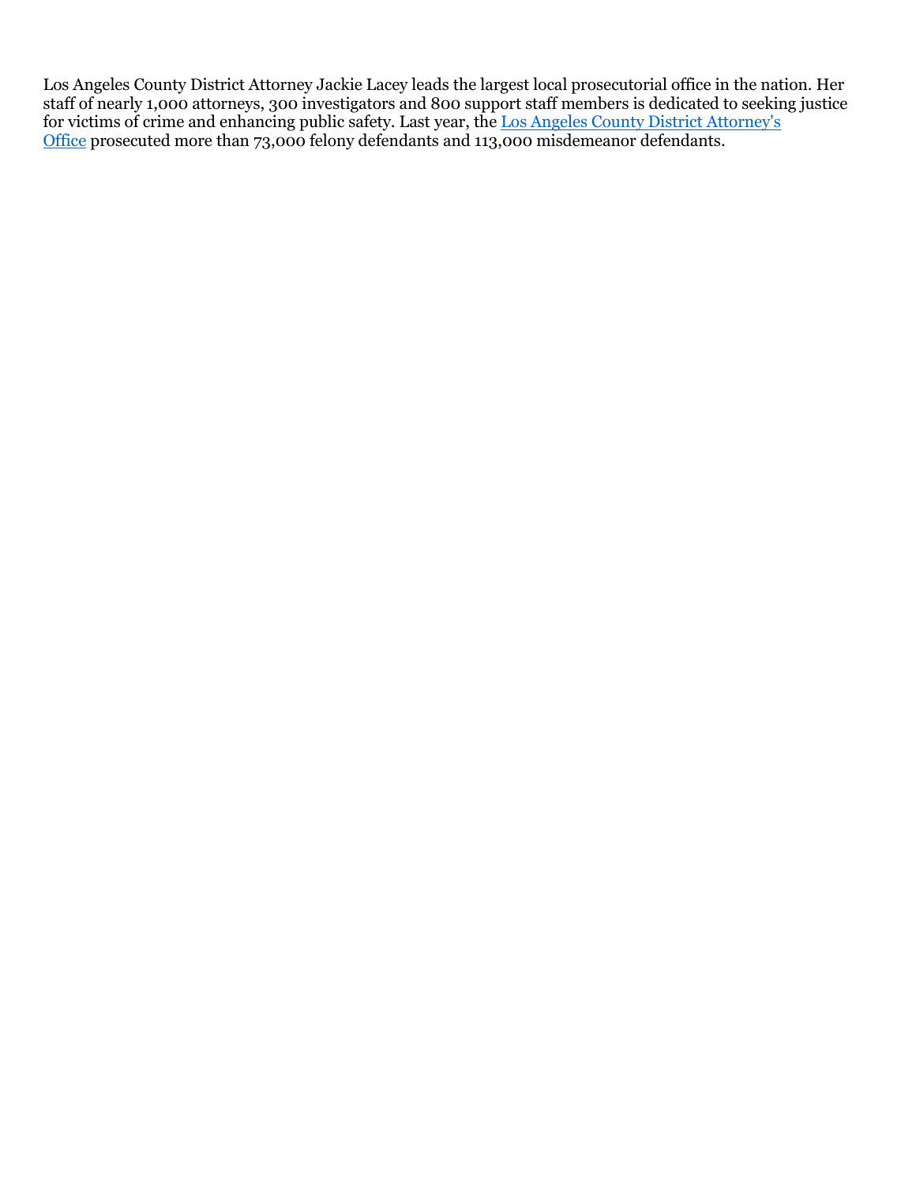Los Angeles County District Attorney Jackie Lacey leads the largest local prosecutorial office in the nation. Her staff of nearly 1,000 attorneys, 300 investigators and 800 support staff members is dedicated to seeking justice for victims of crime and enhancing public safety. Last year, the Los Angeles County District Attorney's Office prosecuted more than 73,000 felony defendants and 113,000 misdemeanor defendants.